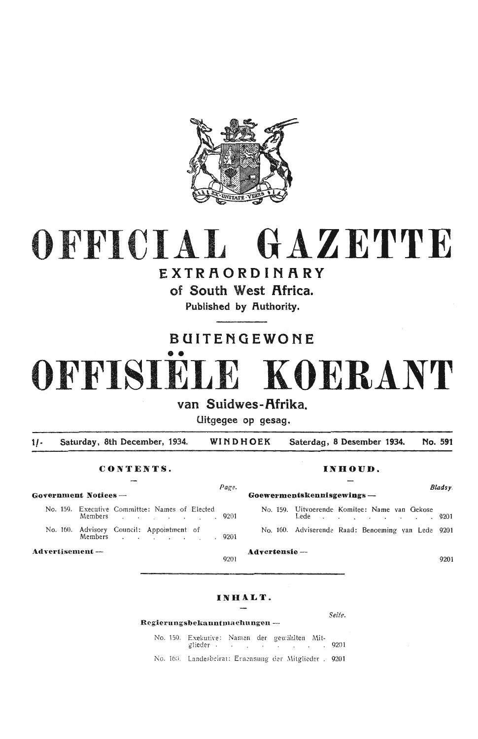# OFFICIAL GAZETTE

## EXTRAORDINARY

### of South West Africa.

Published by Authority.

## BUITENGEWONE

# OFFISIËLE KOERANT

### van Suidwes-Afrika.

Uitgegee op gesag.

1/- Saturday, 8th December, 1934. WINDHOEK Saterdag, 8 Desember 1934. No. 591

**CONTENTS.**

| | Page. |
|---|---|
| **Government Notices —** | |
| No. 159. Executive Committee: Names of Elected Members | 9201 |
| No. 160. Advisory Council: Appointment of Members | 9201 |
| **Advertisement —** | 9201 |

**INHOUD.**

| | Bladsy. |
|---|---|
| **Goewermentskennisgewings —** | |
| No. 159. Uitvoerende Komitee: Name van Gekose Lede | 9201 |
| No. 160. Adviserende Raad: Benoeming van Lede | 9201 |
| **Advertensie —** | 9201 |

**INHALT.**

| | Seite. |
|---|---|
| **Regierungsbekanntmachungen —** | |
| No. 159. Exekutive: Namen der gewählten Mitglieder | 9201 |
| No. 160. Landesbeirat: Ernennung der Mitglieder | 9201 |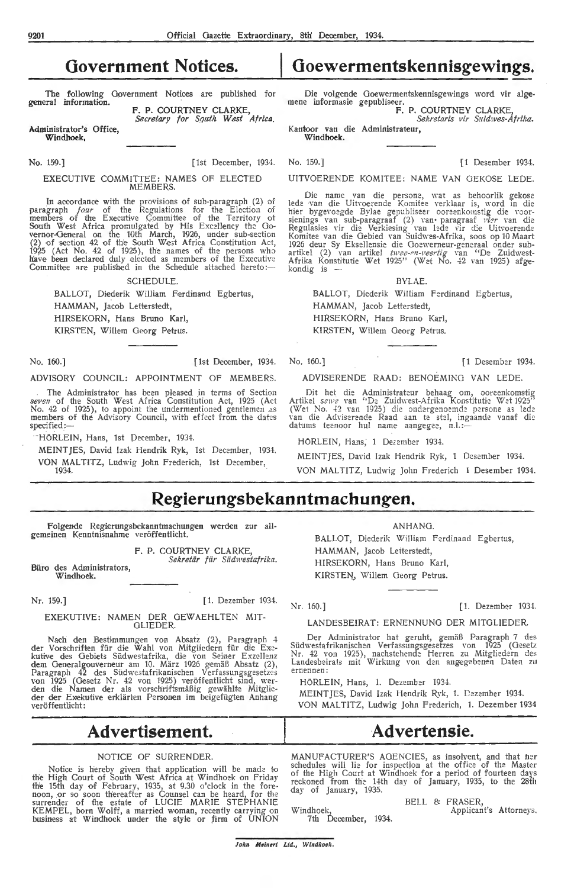# Government Notices.

The following Government Notices are published for general information.

F. P. COURTNEY CLARKE,
*Secretary for South West Africa.*

Administrator's Office,
Windhoek,

No. 159.] [1st December, 1934.

EXECUTIVE COMMITTEE: NAMES OF ELECTED MEMBERS.

In accordance with the provisions of sub-paragraph (2) of paragraph *four* of the Regulations for the Election of members of the Executive Committee of the Territory of South West Africa promulgated by His Excellency the Governor-General on the 10th March, 1926, under sub-section (2) of section 42 of the South West Africa Constitution Act, 1925 (Act No. 42 of 1925), the names of the persons who have been declared duly elected as members of the Executive Committee are published in the Schedule attached hereto:—

SCHEDULE.

BALLOT, Diederik William Ferdinand Egbertus,
HAMMAN, Jacob Letterstedt,
HIRSEKORN, Hans Bruno Karl,
KIRSTEN, Willem Georg Petrus.

No. 160.] [1st December, 1934.

ADVISORY COUNCIL: APPOINTMENT OF MEMBERS.

The Administrator has been pleased in terms of Section *seven* of the South West Africa Constitution Act, 1925 (Act No. 42 of 1925), to appoint the undermentioned gentlemen as members of the Advisory Council, with effect from the dates specified:—

HÖRLEIN, Hans, 1st December, 1934.
MEINTJES, David Izak Hendrik Ryk, 1st December, 1934.
VON MALTITZ, Ludwig John Frederich, 1st December, 1934.

# Goewermentskennisgewings.

Die volgende Goewermentskennisgewings word vir algemene informasie gepubliseer.

F. P. COURTNEY CLARKE,
*Sekretaris vir Suidwes-Afrika.*

Kantoor van die Administrateur,
Windhoek.

No. 159.] [1 Desember 1934.

UITVOERENDE KOMITEE: NAME VAN GEKOSE LEDE.

Die name van die persone, wat as behoorlik gekose lede van die Uitvoerende Komitee verklaar is, word in die hier bygevoegde Bylae gepubliseer ooreenkomstig die voorsienings van sub-paragraaf (2) van paragraaf *vier* van die Regulasies vir die Verkiesing van lede vir die Uitvoerende Komitee van die Gebied van Suidwes-Afrika, soos op 10 Maart 1926 deur Sy Eksellensie die Goewerneur-generaal onder subartikel (2) van artikel *twee-en-veertig* van "De Zuidwest-Afrika Konstitutie Wet 1925" (Wet No. 42 van 1925) afgekondig is —

BYLAE.

BALLOT, Diederik William Ferdinand Egbertus,
HAMMAN, Jacob Letterstedt,
HIRSEKORN, Hans Bruno Karl,
KIRSTEN, Willem Georg Petrus.

No. 160.] [1 Desember 1934.

ADVISERENDE RAAD: BENOEMING VAN LEDE.

Dit het die Administrateur behaag om, ooreenkomstig Artikel *sewe* van "De Zuidwest-Afrika Konstitutie Wet 1925" (Wet No. 42 van 1925) die ondergenoemde persone as lede van die Adviserende Raad aan te stel, ingaande vanaf die datums teenoor hul name aangegee, n.l.:—

HÖRLEIN, Hans, 1 Desember 1934.
MEINTJES, David Izak Hendrik Ryk, 1 Desember 1934.
VON MALTITZ, Ludwig John Frederich 1 Desember 1934.

# Regierungsbekanntmachungen.

Folgende Regierungsbekanntmachungen werden zur allgemeinen Kenntnisnahme veröffentlicht.

F. P. COURTNEY CLARKE,
*Sekretär für Südwestafrika.*

Büro des Administrators,
Windhoek.

Nr. 159.] [1. Dezember 1934.

EXEKUTIVE: NAMEN DER GEWAEHLTEN MITGLIEDER.

Nach den Bestimmungen von Absatz (2), Paragraph 4 der Vorschriften für die Wahl von Mitgliedern für die Exekutive des Gebiets Südwestafrika, die von Seiner Exzellenz dem Generalgouverneur am 10. März 1926 gemäß Absatz (2), Paragraph 42 des Südwestafrikanischen Verfassungsgesetzes von 1925 (Gesetz Nr. 42 von 1925) veröffentlicht sind, werden die Namen der als vorschriftsmäßig gewählte Mitglieder der Exekutive erklärten Personen im beigefügten Anhang veröffentlicht:

ANHANG.

BALLOT, Diederik William Ferdinand Egbertus,
HAMMAN, Jacob Letterstedt,
HIRSEKORN, Hans Bruno Karl,
KIRSTEN, Willem Georg Petrus.

Nr. 160.] [1. Dezember 1934.

LANDESBEIRAT: ERNENNUNG DER MITGLIEDER.

Der Administrator hat geruht, gemäß Paragraph 7 des Südwestafrikanischen Verfassungsgesetzes von 1925 (Gesetz Nr. 42 von 1925), nachstehende Herren zu Mitgliedern des Landesbeirats mit Wirkung von den angegebenen Daten zu ernennen:

HÖRLEIN, Hans, 1. Dezember 1934.
MEINTJES, David Izak Hendrik Ryk, 1. Dezember 1934.
VON MALTITZ, Ludwig John Frederich, 1. Dezember 1934

# Advertisement. / Advertensie.

NOTICE OF SURRENDER.

Notice is hereby given that application will be made to the High Court of South West Africa at Windhoek on Friday the 15th day of February, 1935, at 9.30 o'clock in the forenoon, or so soon thereafter as Counsel can be heard, for the surrender of the estate of LUCIE MARIE STEPHANIE KEMPEL, born Wolff, a married woman, recently carrying on business at Windhoek under the style or firm of UNION MANUFACTURER'S AGENCIES, as insolvent, and that her schedules will lie for inspection at the office of the Master of the High Court at Windhoek for a period of fourteen days reckoned from the 14th day of January, 1935, to the 28th day of January, 1935.

BELL & FRASER,
Applicant's Attorneys.

Windhoek,
7th December, 1934.

*John Meinert Ltd., Windhoek.*